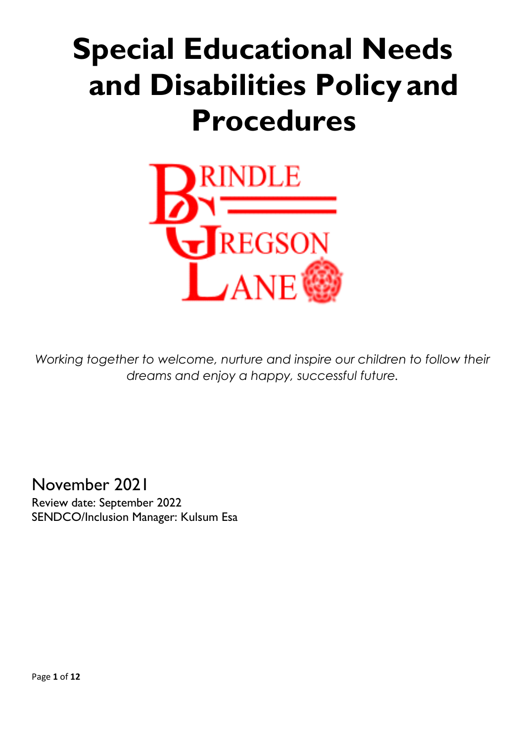# Special Educational Needs and Disabilities Policy and Procedures

BRINDLE GREGSON LANE

*Working together to welcome, nurture and inspire our children to follow their dreams and enjoy a happy, successful future.*

November 2021

Review date: September 2022

SENDCO/Inclusion Manager: Kulsum Esa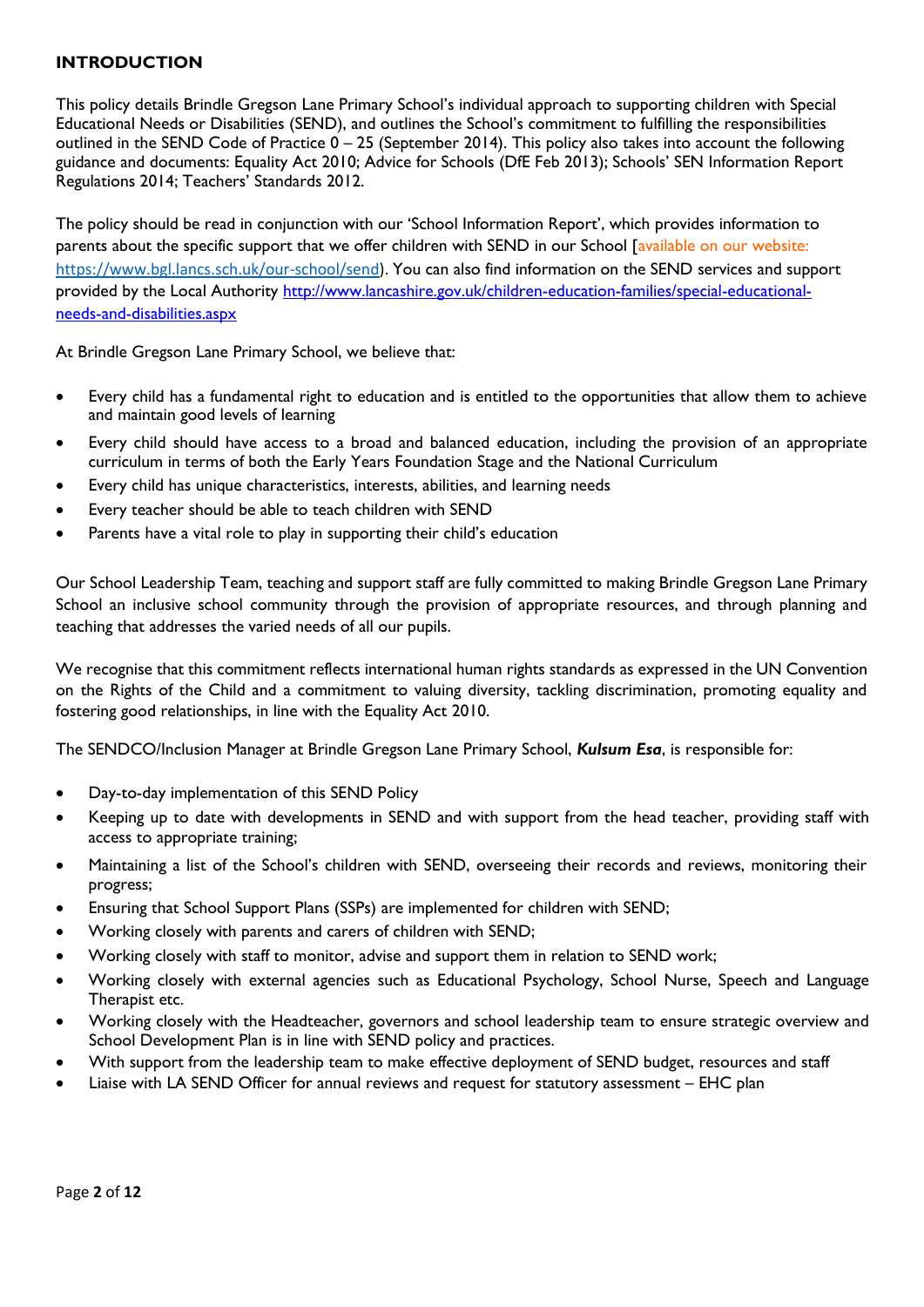## INTRODUCTION

This policy details Brindle Gregson Lane Primary School's individual approach to supporting children with Special Educational Needs or Disabilities (SEND), and outlines the School's commitment to fulfilling the responsibilities outlined in the SEND Code of Practice 0 – 25 (September 2014). This policy also takes into account the following guidance and documents: Equality Act 2010; Advice for Schools (DfE Feb 2013); Schools' SEN Information Report Regulations 2014; Teachers' Standards 2012.

The policy should be read in conjunction with our 'School Information Report', which provides information to parents about the specific support that we offer children with SEND in our School [available on our website: https://www.bgl.lancs.sch.uk/our-school/send). You can also find information on the SEND services and support provided by the Local Authority http://www.lancashire.gov.uk/children-education-families/special-educational-needs-and-disabilities.aspx

At Brindle Gregson Lane Primary School, we believe that:

- Every child has a fundamental right to education and is entitled to the opportunities that allow them to achieve and maintain good levels of learning
- Every child should have access to a broad and balanced education, including the provision of an appropriate curriculum in terms of both the Early Years Foundation Stage and the National Curriculum
- Every child has unique characteristics, interests, abilities, and learning needs
- Every teacher should be able to teach children with SEND
- Parents have a vital role to play in supporting their child's education

Our School Leadership Team, teaching and support staff are fully committed to making Brindle Gregson Lane Primary School an inclusive school community through the provision of appropriate resources, and through planning and teaching that addresses the varied needs of all our pupils.

We recognise that this commitment reflects international human rights standards as expressed in the UN Convention on the Rights of the Child and a commitment to valuing diversity, tackling discrimination, promoting equality and fostering good relationships, in line with the Equality Act 2010.

The SENDCO/Inclusion Manager at Brindle Gregson Lane Primary School, ***Kulsum Esa***, is responsible for:

- Day-to-day implementation of this SEND Policy
- Keeping up to date with developments in SEND and with support from the head teacher, providing staff with access to appropriate training;
- Maintaining a list of the School's children with SEND, overseeing their records and reviews, monitoring their progress;
- Ensuring that School Support Plans (SSPs) are implemented for children with SEND;
- Working closely with parents and carers of children with SEND;
- Working closely with staff to monitor, advise and support them in relation to SEND work;
- Working closely with external agencies such as Educational Psychology, School Nurse, Speech and Language Therapist etc.
- Working closely with the Headteacher, governors and school leadership team to ensure strategic overview and School Development Plan is in line with SEND policy and practices.
- With support from the leadership team to make effective deployment of SEND budget, resources and staff
- Liaise with LA SEND Officer for annual reviews and request for statutory assessment – EHC plan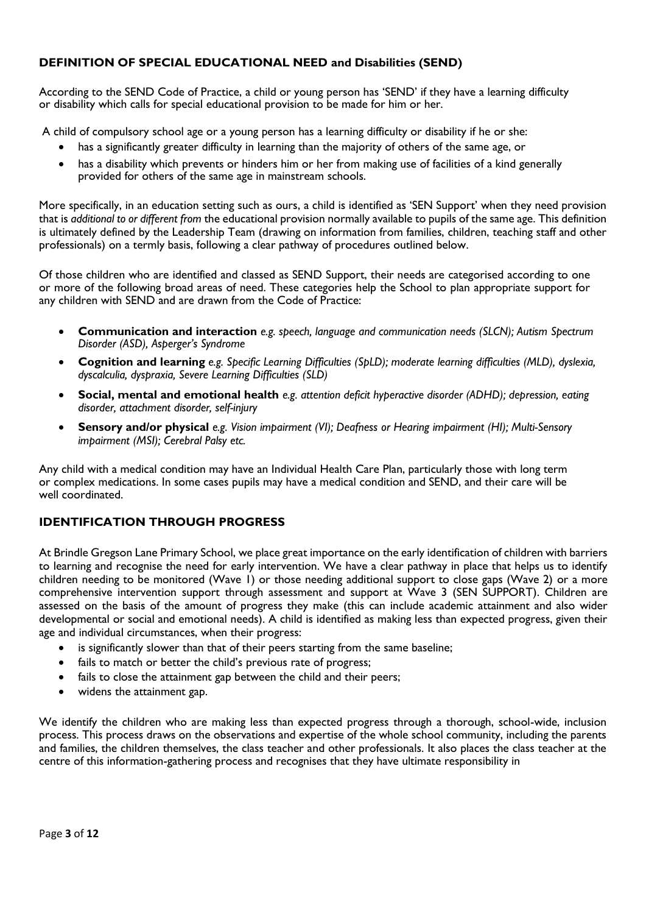## DEFINITION OF SPECIAL EDUCATIONAL NEED and Disabilities (SEND)

According to the SEND Code of Practice, a child or young person has 'SEND' if they have a learning difficulty or disability which calls for special educational provision to be made for him or her.

A child of compulsory school age or a young person has a learning difficulty or disability if he or she:

- has a significantly greater difficulty in learning than the majority of others of the same age, or
- has a disability which prevents or hinders him or her from making use of facilities of a kind generally provided for others of the same age in mainstream schools.

More specifically, in an education setting such as ours, a child is identified as 'SEN Support' when they need provision that is *additional to or different from* the educational provision normally available to pupils of the same age. This definition is ultimately defined by the Leadership Team (drawing on information from families, children, teaching staff and other professionals) on a termly basis, following a clear pathway of procedures outlined below.

Of those children who are identified and classed as SEND Support, their needs are categorised according to one or more of the following broad areas of need. These categories help the School to plan appropriate support for any children with SEND and are drawn from the Code of Practice:

- **Communication and interaction** *e.g. speech, language and communication needs (SLCN); Autism Spectrum Disorder (ASD), Asperger's Syndrome*
- **Cognition and learning** *e.g. Specific Learning Difficulties (SpLD); moderate learning difficulties (MLD), dyslexia, dyscalculia, dyspraxia, Severe Learning Difficulties (SLD)*
- **Social, mental and emotional health** *e.g. attention deficit hyperactive disorder (ADHD); depression, eating disorder, attachment disorder, self-injury*
- **Sensory and/or physical** *e.g. Vision impairment (VI); Deafness or Hearing impairment (HI); Multi-Sensory impairment (MSI); Cerebral Palsy etc.*

Any child with a medical condition may have an Individual Health Care Plan, particularly those with long term or complex medications. In some cases pupils may have a medical condition and SEND, and their care will be well coordinated.

## IDENTIFICATION THROUGH PROGRESS

At Brindle Gregson Lane Primary School, we place great importance on the early identification of children with barriers to learning and recognise the need for early intervention. We have a clear pathway in place that helps us to identify children needing to be monitored (Wave 1) or those needing additional support to close gaps (Wave 2) or a more comprehensive intervention support through assessment and support at Wave 3 (SEN SUPPORT). Children are assessed on the basis of the amount of progress they make (this can include academic attainment and also wider developmental or social and emotional needs). A child is identified as making less than expected progress, given their age and individual circumstances, when their progress:

- is significantly slower than that of their peers starting from the same baseline;
- fails to match or better the child's previous rate of progress;
- fails to close the attainment gap between the child and their peers;
- widens the attainment gap.

We identify the children who are making less than expected progress through a thorough, school-wide, inclusion process. This process draws on the observations and expertise of the whole school community, including the parents and families, the children themselves, the class teacher and other professionals. It also places the class teacher at the centre of this information-gathering process and recognises that they have ultimate responsibility in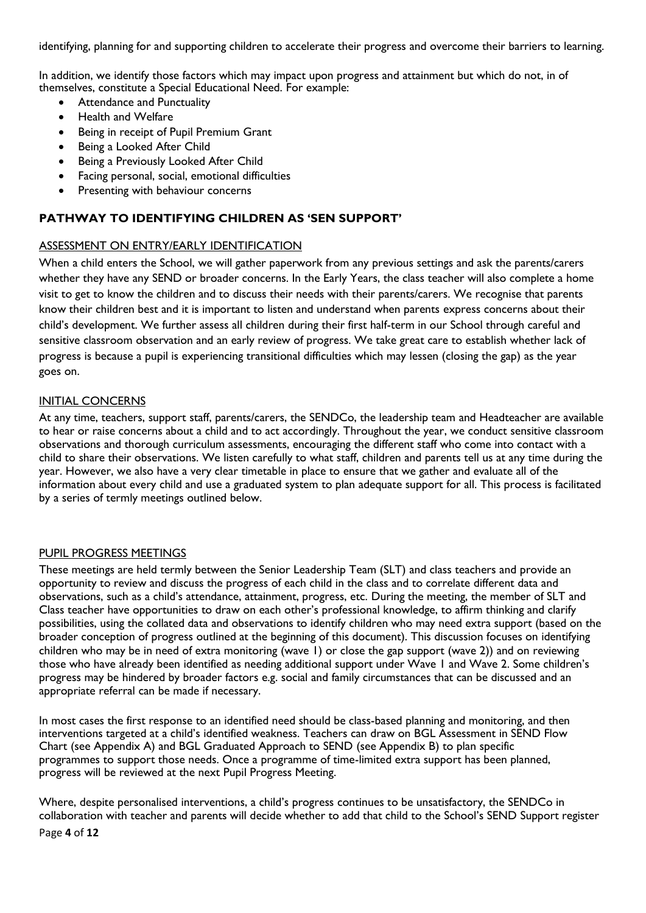identifying, planning for and supporting children to accelerate their progress and overcome their barriers to learning.

In addition, we identify those factors which may impact upon progress and attainment but which do not, in of themselves, constitute a Special Educational Need. For example:

- Attendance and Punctuality
- Health and Welfare
- Being in receipt of Pupil Premium Grant
- Being a Looked After Child
- Being a Previously Looked After Child
- Facing personal, social, emotional difficulties
- Presenting with behaviour concerns

## PATHWAY TO IDENTIFYING CHILDREN AS 'SEN SUPPORT'

### ASSESSMENT ON ENTRY/EARLY IDENTIFICATION

When a child enters the School, we will gather paperwork from any previous settings and ask the parents/carers whether they have any SEND or broader concerns. In the Early Years, the class teacher will also complete a home visit to get to know the children and to discuss their needs with their parents/carers. We recognise that parents know their children best and it is important to listen and understand when parents express concerns about their child's development. We further assess all children during their first half-term in our School through careful and sensitive classroom observation and an early review of progress. We take great care to establish whether lack of progress is because a pupil is experiencing transitional difficulties which may lessen (closing the gap) as the year goes on.

### INITIAL CONCERNS

At any time, teachers, support staff, parents/carers, the SENDCo, the leadership team and Headteacher are available to hear or raise concerns about a child and to act accordingly. Throughout the year, we conduct sensitive classroom observations and thorough curriculum assessments, encouraging the different staff who come into contact with a child to share their observations. We listen carefully to what staff, children and parents tell us at any time during the year. However, we also have a very clear timetable in place to ensure that we gather and evaluate all of the information about every child and use a graduated system to plan adequate support for all. This process is facilitated by a series of termly meetings outlined below.

### PUPIL PROGRESS MEETINGS

These meetings are held termly between the Senior Leadership Team (SLT) and class teachers and provide an opportunity to review and discuss the progress of each child in the class and to correlate different data and observations, such as a child's attendance, attainment, progress, etc. During the meeting, the member of SLT and Class teacher have opportunities to draw on each other's professional knowledge, to affirm thinking and clarify possibilities, using the collated data and observations to identify children who may need extra support (based on the broader conception of progress outlined at the beginning of this document). This discussion focuses on identifying children who may be in need of extra monitoring (wave 1) or close the gap support (wave 2)) and on reviewing those who have already been identified as needing additional support under Wave 1 and Wave 2. Some children's progress may be hindered by broader factors e.g. social and family circumstances that can be discussed and an appropriate referral can be made if necessary.

In most cases the first response to an identified need should be class-based planning and monitoring, and then interventions targeted at a child's identified weakness. Teachers can draw on BGL Assessment in SEND Flow Chart (see Appendix A) and BGL Graduated Approach to SEND (see Appendix B) to plan specific programmes to support those needs. Once a programme of time-limited extra support has been planned, progress will be reviewed at the next Pupil Progress Meeting.

Where, despite personalised interventions, a child's progress continues to be unsatisfactory, the SENDCo in collaboration with teacher and parents will decide whether to add that child to the School's SEND Support register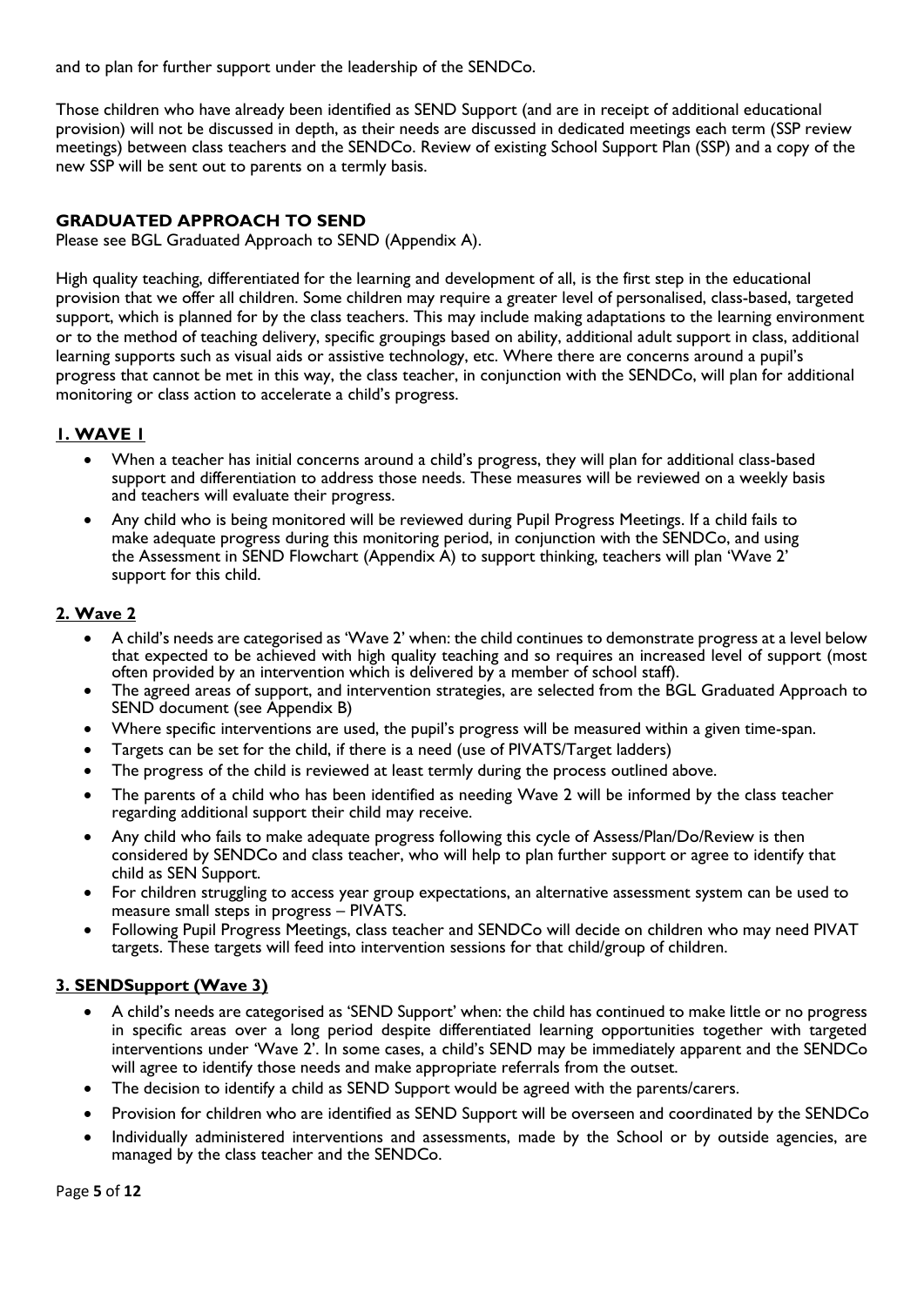and to plan for further support under the leadership of the SENDCo.

Those children who have already been identified as SEND Support (and are in receipt of additional educational provision) will not be discussed in depth, as their needs are discussed in dedicated meetings each term (SSP review meetings) between class teachers and the SENDCo. Review of existing School Support Plan (SSP) and a copy of the new SSP will be sent out to parents on a termly basis.

## GRADUATED APPROACH TO SEND

Please see BGL Graduated Approach to SEND (Appendix A).

High quality teaching, differentiated for the learning and development of all, is the first step in the educational provision that we offer all children. Some children may require a greater level of personalised, class-based, targeted support, which is planned for by the class teachers. This may include making adaptations to the learning environment or to the method of teaching delivery, specific groupings based on ability, additional adult support in class, additional learning supports such as visual aids or assistive technology, etc. Where there are concerns around a pupil's progress that cannot be met in this way, the class teacher, in conjunction with the SENDCo, will plan for additional monitoring or class action to accelerate a child's progress.

### 1. WAVE 1

- When a teacher has initial concerns around a child's progress, they will plan for additional class-based support and differentiation to address those needs. These measures will be reviewed on a weekly basis and teachers will evaluate their progress.
- Any child who is being monitored will be reviewed during Pupil Progress Meetings. If a child fails to make adequate progress during this monitoring period, in conjunction with the SENDCo, and using the Assessment in SEND Flowchart (Appendix A) to support thinking, teachers will plan 'Wave 2' support for this child.

### 2. Wave 2

- A child's needs are categorised as 'Wave 2' when: the child continues to demonstrate progress at a level below that expected to be achieved with high quality teaching and so requires an increased level of support (most often provided by an intervention which is delivered by a member of school staff).
- The agreed areas of support, and intervention strategies, are selected from the BGL Graduated Approach to SEND document (see Appendix B)
- Where specific interventions are used, the pupil's progress will be measured within a given time-span.
- Targets can be set for the child, if there is a need (use of PIVATS/Target ladders)
- The progress of the child is reviewed at least termly during the process outlined above.
- The parents of a child who has been identified as needing Wave 2 will be informed by the class teacher regarding additional support their child may receive.
- Any child who fails to make adequate progress following this cycle of Assess/Plan/Do/Review is then considered by SENDCo and class teacher, who will help to plan further support or agree to identify that child as SEN Support.
- For children struggling to access year group expectations, an alternative assessment system can be used to measure small steps in progress – PIVATS.
- Following Pupil Progress Meetings, class teacher and SENDCo will decide on children who may need PIVAT targets. These targets will feed into intervention sessions for that child/group of children.

### 3. SENDSupport (Wave 3)

- A child's needs are categorised as 'SEND Support' when: the child has continued to make little or no progress in specific areas over a long period despite differentiated learning opportunities together with targeted interventions under 'Wave 2'. In some cases, a child's SEND may be immediately apparent and the SENDCo will agree to identify those needs and make appropriate referrals from the outset.
- The decision to identify a child as SEND Support would be agreed with the parents/carers.
- Provision for children who are identified as SEND Support will be overseen and coordinated by the SENDCo
- Individually administered interventions and assessments, made by the School or by outside agencies, are managed by the class teacher and the SENDCo.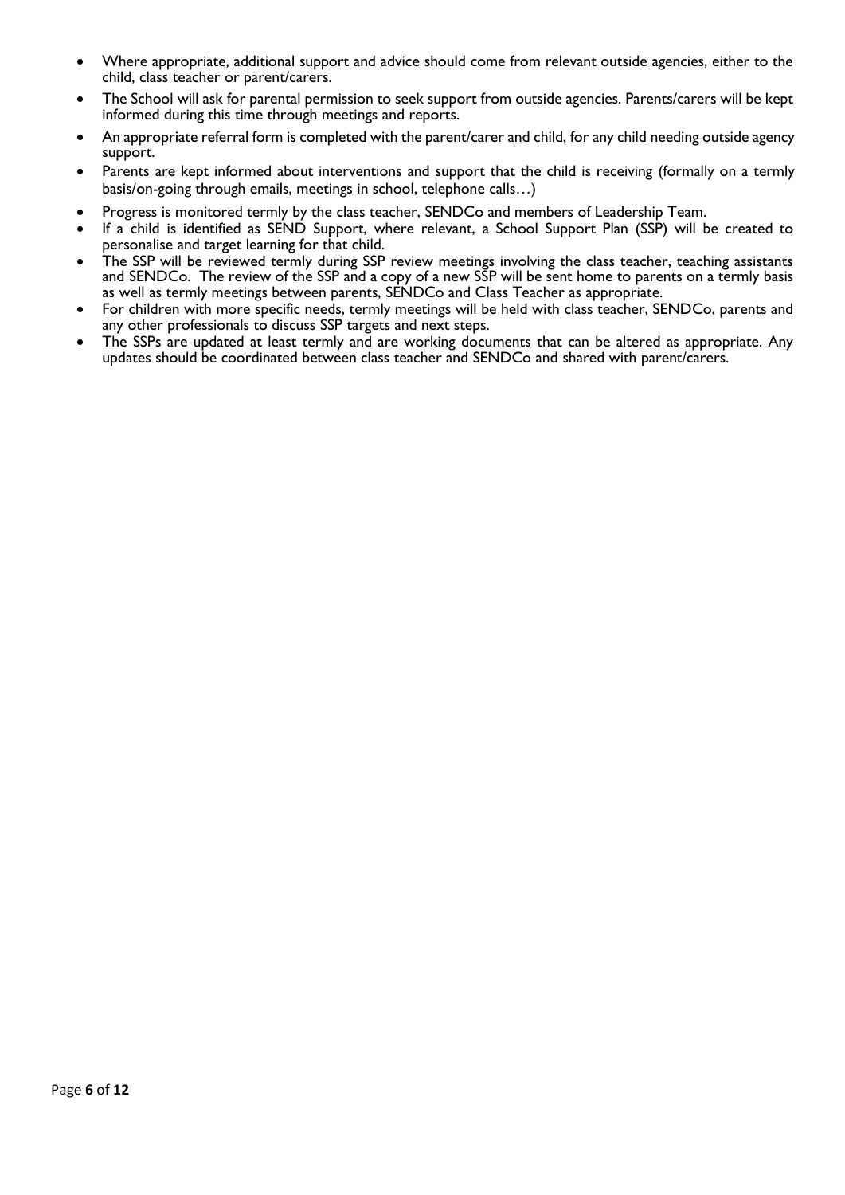- Where appropriate, additional support and advice should come from relevant outside agencies, either to the child, class teacher or parent/carers.
- The School will ask for parental permission to seek support from outside agencies. Parents/carers will be kept informed during this time through meetings and reports.
- An appropriate referral form is completed with the parent/carer and child, for any child needing outside agency support.
- Parents are kept informed about interventions and support that the child is receiving (formally on a termly basis/on-going through emails, meetings in school, telephone calls…)
- Progress is monitored termly by the class teacher, SENDCo and members of Leadership Team.
- If a child is identified as SEND Support, where relevant, a School Support Plan (SSP) will be created to personalise and target learning for that child.
- The SSP will be reviewed termly during SSP review meetings involving the class teacher, teaching assistants and SENDCo. The review of the SSP and a copy of a new SSP will be sent home to parents on a termly basis as well as termly meetings between parents, SENDCo and Class Teacher as appropriate.
- For children with more specific needs, termly meetings will be held with class teacher, SENDCo, parents and any other professionals to discuss SSP targets and next steps.
- The SSPs are updated at least termly and are working documents that can be altered as appropriate. Any updates should be coordinated between class teacher and SENDCo and shared with parent/carers.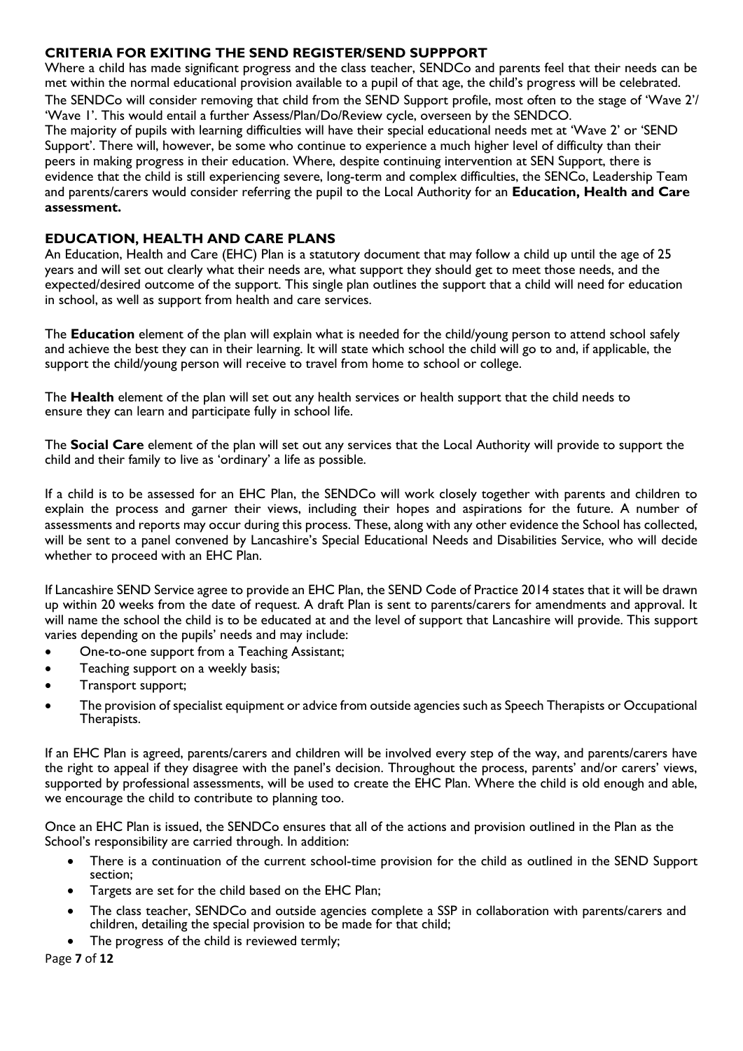## CRITERIA FOR EXITING THE SEND REGISTER/SEND SUPPPORT

Where a child has made significant progress and the class teacher, SENDCo and parents feel that their needs can be met within the normal educational provision available to a pupil of that age, the child's progress will be celebrated. The SENDCo will consider removing that child from the SEND Support profile, most often to the stage of 'Wave 2'/ 'Wave 1'. This would entail a further Assess/Plan/Do/Review cycle, overseen by the SENDCO.

The majority of pupils with learning difficulties will have their special educational needs met at 'Wave 2' or 'SEND Support'. There will, however, be some who continue to experience a much higher level of difficulty than their peers in making progress in their education. Where, despite continuing intervention at SEN Support, there is evidence that the child is still experiencing severe, long-term and complex difficulties, the SENCo, Leadership Team and parents/carers would consider referring the pupil to the Local Authority for an **Education, Health and Care assessment.**

## EDUCATION, HEALTH AND CARE PLANS

An Education, Health and Care (EHC) Plan is a statutory document that may follow a child up until the age of 25 years and will set out clearly what their needs are, what support they should get to meet those needs, and the expected/desired outcome of the support. This single plan outlines the support that a child will need for education in school, as well as support from health and care services.

The **Education** element of the plan will explain what is needed for the child/young person to attend school safely and achieve the best they can in their learning. It will state which school the child will go to and, if applicable, the support the child/young person will receive to travel from home to school or college.

The **Health** element of the plan will set out any health services or health support that the child needs to ensure they can learn and participate fully in school life.

The **Social Care** element of the plan will set out any services that the Local Authority will provide to support the child and their family to live as 'ordinary' a life as possible.

If a child is to be assessed for an EHC Plan, the SENDCo will work closely together with parents and children to explain the process and garner their views, including their hopes and aspirations for the future. A number of assessments and reports may occur during this process. These, along with any other evidence the School has collected, will be sent to a panel convened by Lancashire's Special Educational Needs and Disabilities Service, who will decide whether to proceed with an EHC Plan.

If Lancashire SEND Service agree to provide an EHC Plan, the SEND Code of Practice 2014 states that it will be drawn up within 20 weeks from the date of request. A draft Plan is sent to parents/carers for amendments and approval. It will name the school the child is to be educated at and the level of support that Lancashire will provide. This support varies depending on the pupils' needs and may include:

- One-to-one support from a Teaching Assistant;
- Teaching support on a weekly basis;
- Transport support;
- The provision of specialist equipment or advice from outside agencies such as Speech Therapists or Occupational Therapists.

If an EHC Plan is agreed, parents/carers and children will be involved every step of the way, and parents/carers have the right to appeal if they disagree with the panel's decision. Throughout the process, parents' and/or carers' views, supported by professional assessments, will be used to create the EHC Plan. Where the child is old enough and able, we encourage the child to contribute to planning too.

Once an EHC Plan is issued, the SENDCo ensures that all of the actions and provision outlined in the Plan as the School's responsibility are carried through. In addition:

- There is a continuation of the current school-time provision for the child as outlined in the SEND Support section;
- Targets are set for the child based on the EHC Plan;
- The class teacher, SENDCo and outside agencies complete a SSP in collaboration with parents/carers and children, detailing the special provision to be made for that child;
- The progress of the child is reviewed termly;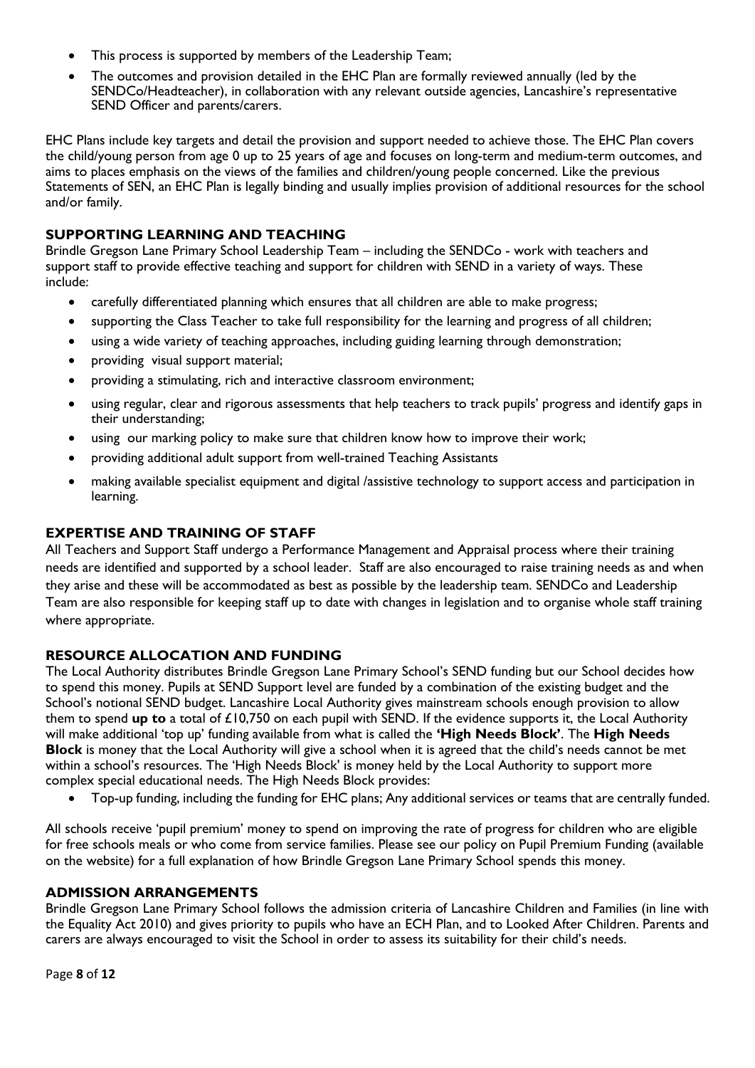- This process is supported by members of the Leadership Team;
- The outcomes and provision detailed in the EHC Plan are formally reviewed annually (led by the SENDCo/Headteacher), in collaboration with any relevant outside agencies, Lancashire's representative SEND Officer and parents/carers.

EHC Plans include key targets and detail the provision and support needed to achieve those. The EHC Plan covers the child/young person from age 0 up to 25 years of age and focuses on long-term and medium-term outcomes, and aims to places emphasis on the views of the families and children/young people concerned. Like the previous Statements of SEN, an EHC Plan is legally binding and usually implies provision of additional resources for the school and/or family.

## SUPPORTING LEARNING AND TEACHING

Brindle Gregson Lane Primary School Leadership Team – including the SENDCo - work with teachers and support staff to provide effective teaching and support for children with SEND in a variety of ways. These include:

- carefully differentiated planning which ensures that all children are able to make progress;
- supporting the Class Teacher to take full responsibility for the learning and progress of all children;
- using a wide variety of teaching approaches, including guiding learning through demonstration;
- providing visual support material;
- providing a stimulating, rich and interactive classroom environment;
- using regular, clear and rigorous assessments that help teachers to track pupils' progress and identify gaps in their understanding;
- using our marking policy to make sure that children know how to improve their work;
- providing additional adult support from well-trained Teaching Assistants
- making available specialist equipment and digital /assistive technology to support access and participation in learning.

## EXPERTISE AND TRAINING OF STAFF

All Teachers and Support Staff undergo a Performance Management and Appraisal process where their training needs are identified and supported by a school leader. Staff are also encouraged to raise training needs as and when they arise and these will be accommodated as best as possible by the leadership team. SENDCo and Leadership Team are also responsible for keeping staff up to date with changes in legislation and to organise whole staff training where appropriate.

## RESOURCE ALLOCATION AND FUNDING

The Local Authority distributes Brindle Gregson Lane Primary School's SEND funding but our School decides how to spend this money. Pupils at SEND Support level are funded by a combination of the existing budget and the School's notional SEND budget. Lancashire Local Authority gives mainstream schools enough provision to allow them to spend **up to** a total of £10,750 on each pupil with SEND. If the evidence supports it, the Local Authority will make additional 'top up' funding available from what is called the **'High Needs Block'**. The **High Needs Block** is money that the Local Authority will give a school when it is agreed that the child's needs cannot be met within a school's resources. The 'High Needs Block' is money held by the Local Authority to support more complex special educational needs. The High Needs Block provides:

- Top-up funding, including the funding for EHC plans; Any additional services or teams that are centrally funded.

All schools receive 'pupil premium' money to spend on improving the rate of progress for children who are eligible for free schools meals or who come from service families. Please see our policy on Pupil Premium Funding (available on the website) for a full explanation of how Brindle Gregson Lane Primary School spends this money.

## ADMISSION ARRANGEMENTS

Brindle Gregson Lane Primary School follows the admission criteria of Lancashire Children and Families (in line with the Equality Act 2010) and gives priority to pupils who have an ECH Plan, and to Looked After Children. Parents and carers are always encouraged to visit the School in order to assess its suitability for their child's needs.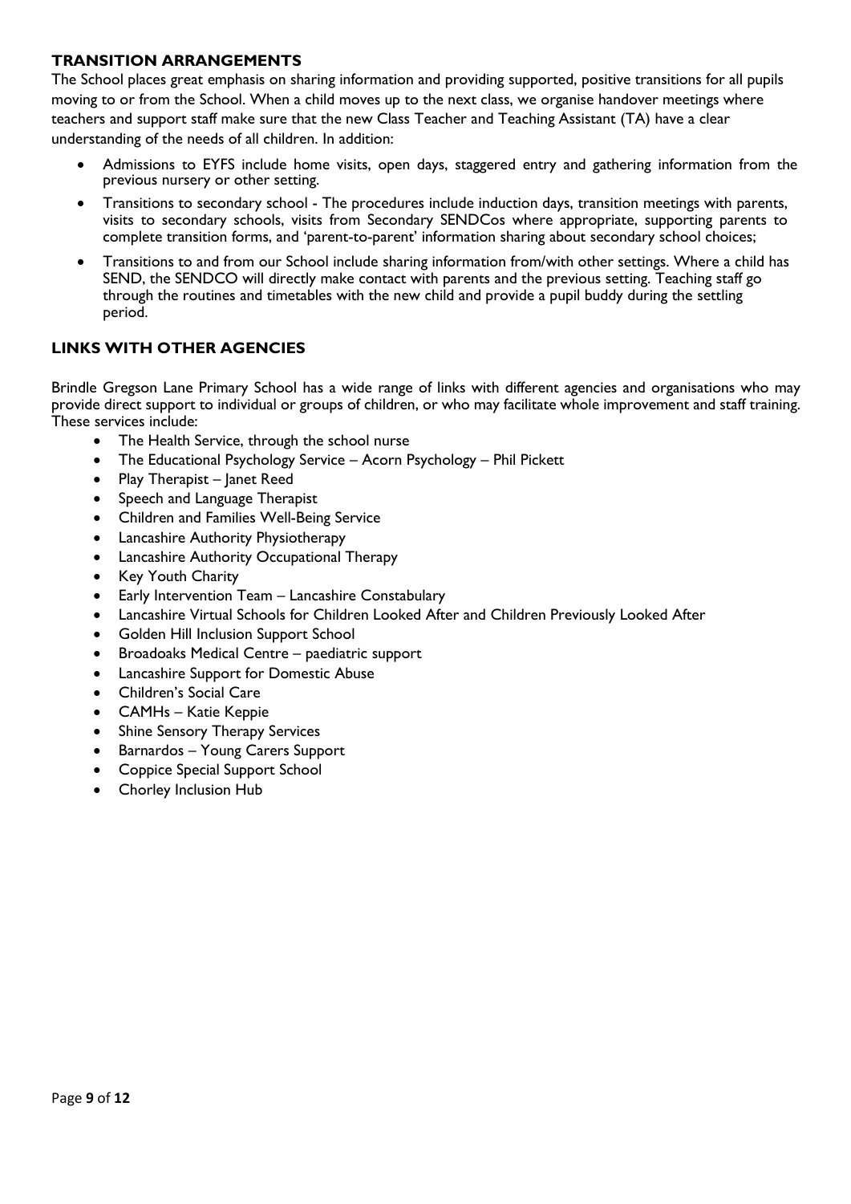## TRANSITION ARRANGEMENTS

The School places great emphasis on sharing information and providing supported, positive transitions for all pupils moving to or from the School. When a child moves up to the next class, we organise handover meetings where teachers and support staff make sure that the new Class Teacher and Teaching Assistant (TA) have a clear understanding of the needs of all children. In addition:

- Admissions to EYFS include home visits, open days, staggered entry and gathering information from the previous nursery or other setting.
- Transitions to secondary school - The procedures include induction days, transition meetings with parents, visits to secondary schools, visits from Secondary SENDCos where appropriate, supporting parents to complete transition forms, and 'parent-to-parent' information sharing about secondary school choices;
- Transitions to and from our School include sharing information from/with other settings. Where a child has SEND, the SENDCO will directly make contact with parents and the previous setting. Teaching staff go through the routines and timetables with the new child and provide a pupil buddy during the settling period.

## LINKS WITH OTHER AGENCIES

Brindle Gregson Lane Primary School has a wide range of links with different agencies and organisations who may provide direct support to individual or groups of children, or who may facilitate whole improvement and staff training. These services include:

- The Health Service, through the school nurse
- The Educational Psychology Service – Acorn Psychology – Phil Pickett
- Play Therapist – Janet Reed
- Speech and Language Therapist
- Children and Families Well-Being Service
- Lancashire Authority Physiotherapy
- Lancashire Authority Occupational Therapy
- Key Youth Charity
- Early Intervention Team – Lancashire Constabulary
- Lancashire Virtual Schools for Children Looked After and Children Previously Looked After
- Golden Hill Inclusion Support School
- Broadoaks Medical Centre – paediatric support
- Lancashire Support for Domestic Abuse
- Children's Social Care
- CAMHs – Katie Keppie
- Shine Sensory Therapy Services
- Barnardos – Young Carers Support
- Coppice Special Support School
- Chorley Inclusion Hub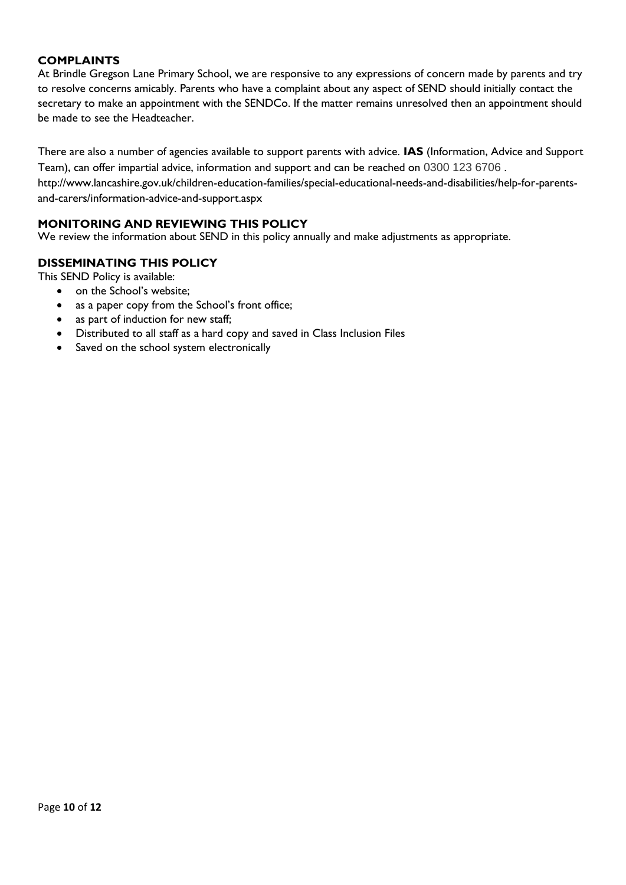## COMPLAINTS

At Brindle Gregson Lane Primary School, we are responsive to any expressions of concern made by parents and try to resolve concerns amicably. Parents who have a complaint about any aspect of SEND should initially contact the secretary to make an appointment with the SENDCo. If the matter remains unresolved then an appointment should be made to see the Headteacher.

There are also a number of agencies available to support parents with advice. **IAS** (Information, Advice and Support Team), can offer impartial advice, information and support and can be reached on 0300 123 6706 .
http://www.lancashire.gov.uk/children-education-families/special-educational-needs-and-disabilities/help-for-parents-and-carers/information-advice-and-support.aspx

## MONITORING AND REVIEWING THIS POLICY

We review the information about SEND in this policy annually and make adjustments as appropriate.

## DISSEMINATING THIS POLICY

This SEND Policy is available:

- on the School's website;
- as a paper copy from the School's front office;
- as part of induction for new staff;
- Distributed to all staff as a hard copy and saved in Class Inclusion Files
- Saved on the school system electronically